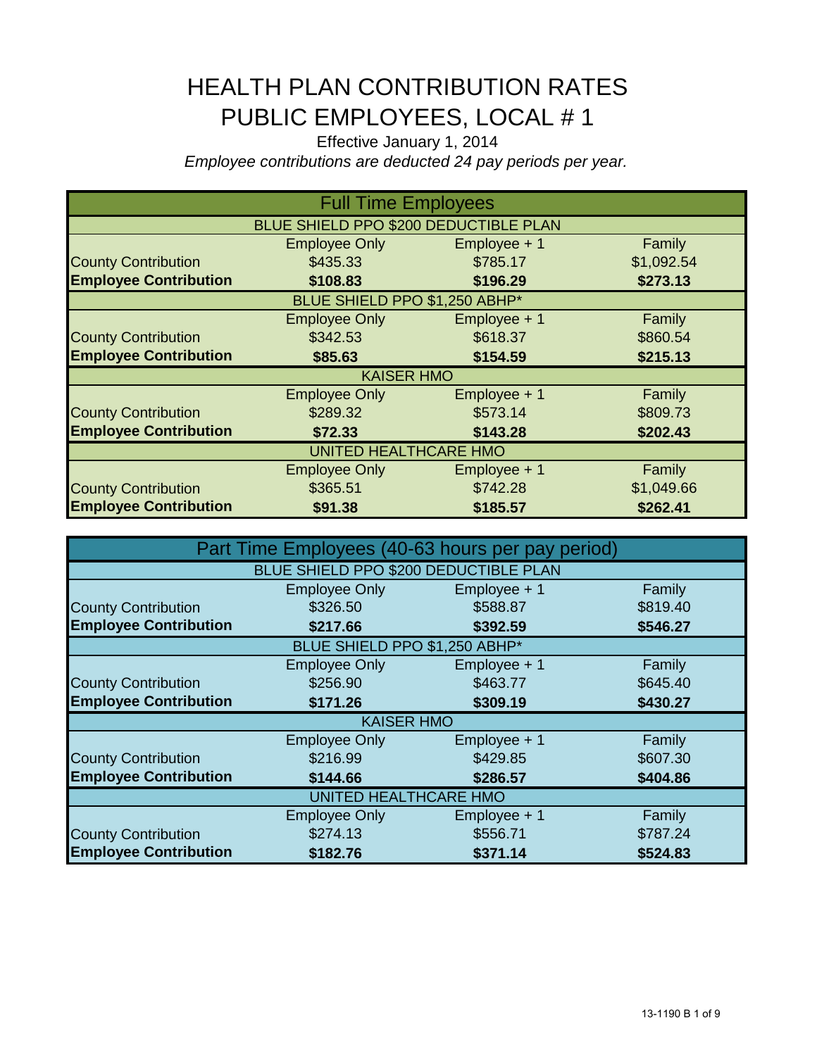# HEALTH PLAN CONTRIBUTION RATES
# PUBLIC EMPLOYEES, LOCAL # 1

Effective January 1, 2014

*Employee contributions are deducted 24 pay periods per year.*

| Full Time Employees | | | |
|---|---|---|---|
| **BLUE SHIELD PPO $200 DEDUCTIBLE PLAN** | | | |
| | Employee Only | Employee + 1 | Family |
| County Contribution | $435.33 | $785.17 | $1,092.54 |
| **Employee Contribution** | **$108.83** | **$196.29** | **$273.13** |
| **BLUE SHIELD PPO $1,250 ABHP*** | | | |
| | Employee Only | Employee + 1 | Family |
| County Contribution | $342.53 | $618.37 | $860.54 |
| **Employee Contribution** | **$85.63** | **$154.59** | **$215.13** |
| **KAISER HMO** | | | |
| | Employee Only | Employee + 1 | Family |
| County Contribution | $289.32 | $573.14 | $809.73 |
| **Employee Contribution** | **$72.33** | **$143.28** | **$202.43** |
| **UNITED HEALTHCARE HMO** | | | |
| | Employee Only | Employee + 1 | Family |
| County Contribution | $365.51 | $742.28 | $1,049.66 |
| **Employee Contribution** | **$91.38** | **$185.57** | **$262.41** |

| Part Time Employees (40-63 hours per pay period) | | | |
|---|---|---|---|
| **BLUE SHIELD PPO $200 DEDUCTIBLE PLAN** | | | |
| | Employee Only | Employee + 1 | Family |
| County Contribution | $326.50 | $588.87 | $819.40 |
| **Employee Contribution** | **$217.66** | **$392.59** | **$546.27** |
| **BLUE SHIELD PPO $1,250 ABHP*** | | | |
| | Employee Only | Employee + 1 | Family |
| County Contribution | $256.90 | $463.77 | $645.40 |
| **Employee Contribution** | **$171.26** | **$309.19** | **$430.27** |
| **KAISER HMO** | | | |
| | Employee Only | Employee + 1 | Family |
| County Contribution | $216.99 | $429.85 | $607.30 |
| **Employee Contribution** | **$144.66** | **$286.57** | **$404.86** |
| **UNITED HEALTHCARE HMO** | | | |
| | Employee Only | Employee + 1 | Family |
| County Contribution | $274.13 | $556.71 | $787.24 |
| **Employee Contribution** | **$182.76** | **$371.14** | **$524.83** |

13-1190 B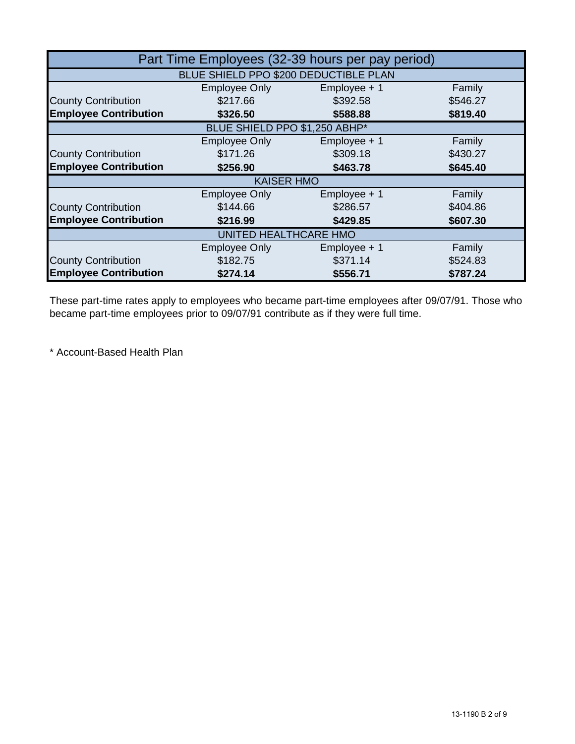| Part Time Employees (32-39 hours per pay period) | | | |
|---|---|---|---|
| **BLUE SHIELD PPO $200 DEDUCTIBLE PLAN** | | | |
| | Employee Only | Employee + 1 | Family |
| County Contribution | $217.66 | $392.58 | $546.27 |
| **Employee Contribution** | **$326.50** | **$588.88** | **$819.40** |
| **BLUE SHIELD PPO $1,250 ABHP*** | | | |
| | Employee Only | Employee + 1 | Family |
| County Contribution | $171.26 | $309.18 | $430.27 |
| **Employee Contribution** | **$256.90** | **$463.78** | **$645.40** |
| **KAISER HMO** | | | |
| | Employee Only | Employee + 1 | Family |
| County Contribution | $144.66 | $286.57 | $404.86 |
| **Employee Contribution** | **$216.99** | **$429.85** | **$607.30** |
| **UNITED HEALTHCARE HMO** | | | |
| | Employee Only | Employee + 1 | Family |
| County Contribution | $182.75 | $371.14 | $524.83 |
| **Employee Contribution** | **$274.14** | **$556.71** | **$787.24** |

These part-time rates apply to employees who became part-time employees after 09/07/91. Those who became part-time employees prior to 09/07/91 contribute as if they were full time.

* Account-Based Health Plan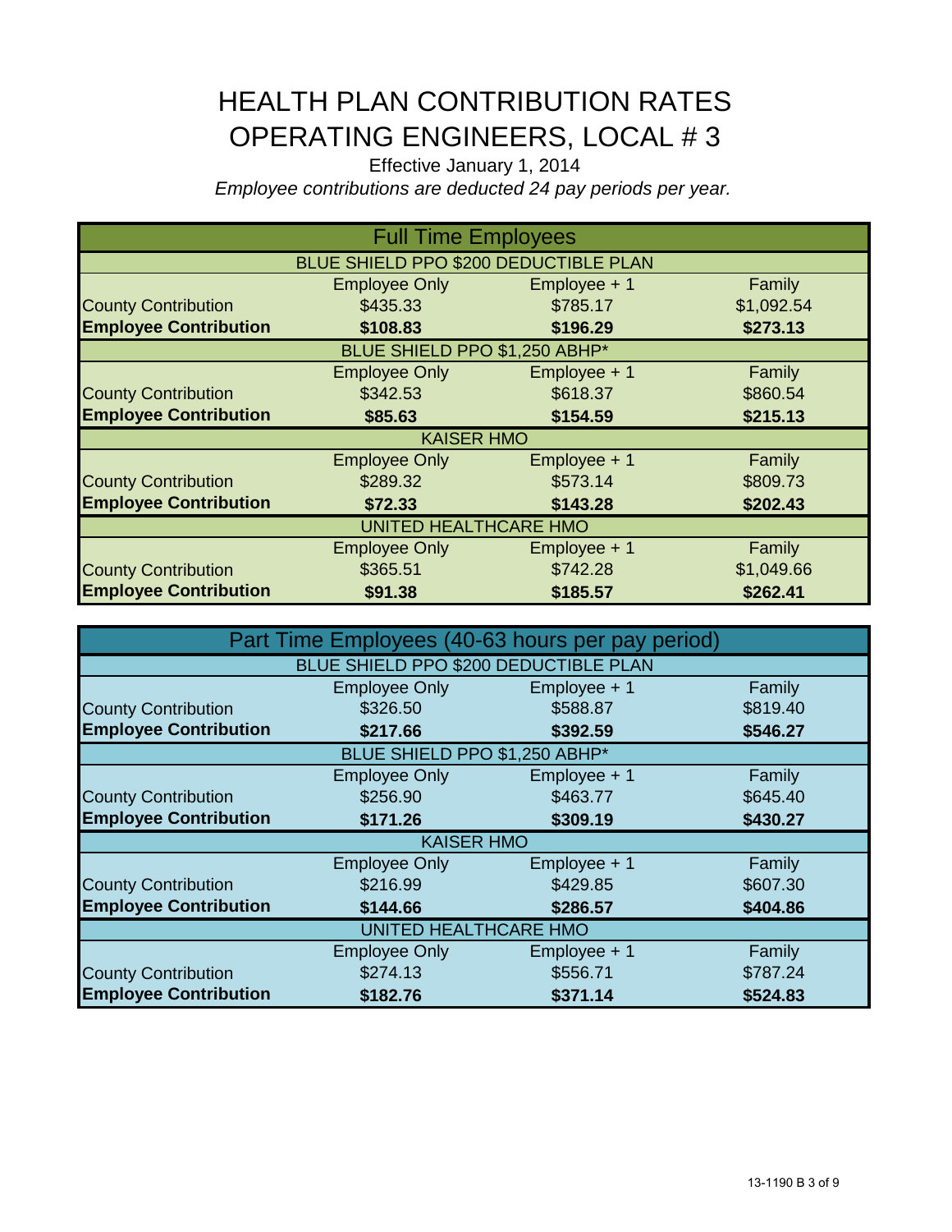# HEALTH PLAN CONTRIBUTION RATES
# OPERATING ENGINEERS, LOCAL # 3

Effective January 1, 2014

*Employee contributions are deducted 24 pay periods per year.*

## Full Time Employees

| | Employee Only | Employee + 1 | Family |
|---|---|---|---|
| **BLUE SHIELD PPO $200 DEDUCTIBLE PLAN** | | | |
| County Contribution | $435.33 | $785.17 | $1,092.54 |
| **Employee Contribution** | **$108.83** | **$196.29** | **$273.13** |
| **BLUE SHIELD PPO $1,250 ABHP*** | | | |
| County Contribution | $342.53 | $618.37 | $860.54 |
| **Employee Contribution** | **$85.63** | **$154.59** | **$215.13** |
| **KAISER HMO** | | | |
| County Contribution | $289.32 | $573.14 | $809.73 |
| **Employee Contribution** | **$72.33** | **$143.28** | **$202.43** |
| **UNITED HEALTHCARE HMO** | | | |
| County Contribution | $365.51 | $742.28 | $1,049.66 |
| **Employee Contribution** | **$91.38** | **$185.57** | **$262.41** |

## Part Time Employees (40-63 hours per pay period)

| | Employee Only | Employee + 1 | Family |
|---|---|---|---|
| **BLUE SHIELD PPO $200 DEDUCTIBLE PLAN** | | | |
| County Contribution | $326.50 | $588.87 | $819.40 |
| **Employee Contribution** | **$217.66** | **$392.59** | **$546.27** |
| **BLUE SHIELD PPO $1,250 ABHP*** | | | |
| County Contribution | $256.90 | $463.77 | $645.40 |
| **Employee Contribution** | **$171.26** | **$309.19** | **$430.27** |
| **KAISER HMO** | | | |
| County Contribution | $216.99 | $429.85 | $607.30 |
| **Employee Contribution** | **$144.66** | **$286.57** | **$404.86** |
| **UNITED HEALTHCARE HMO** | | | |
| County Contribution | $274.13 | $556.71 | $787.24 |
| **Employee Contribution** | **$182.76** | **$371.14** | **$524.83** |

13-1190 B 3 of 9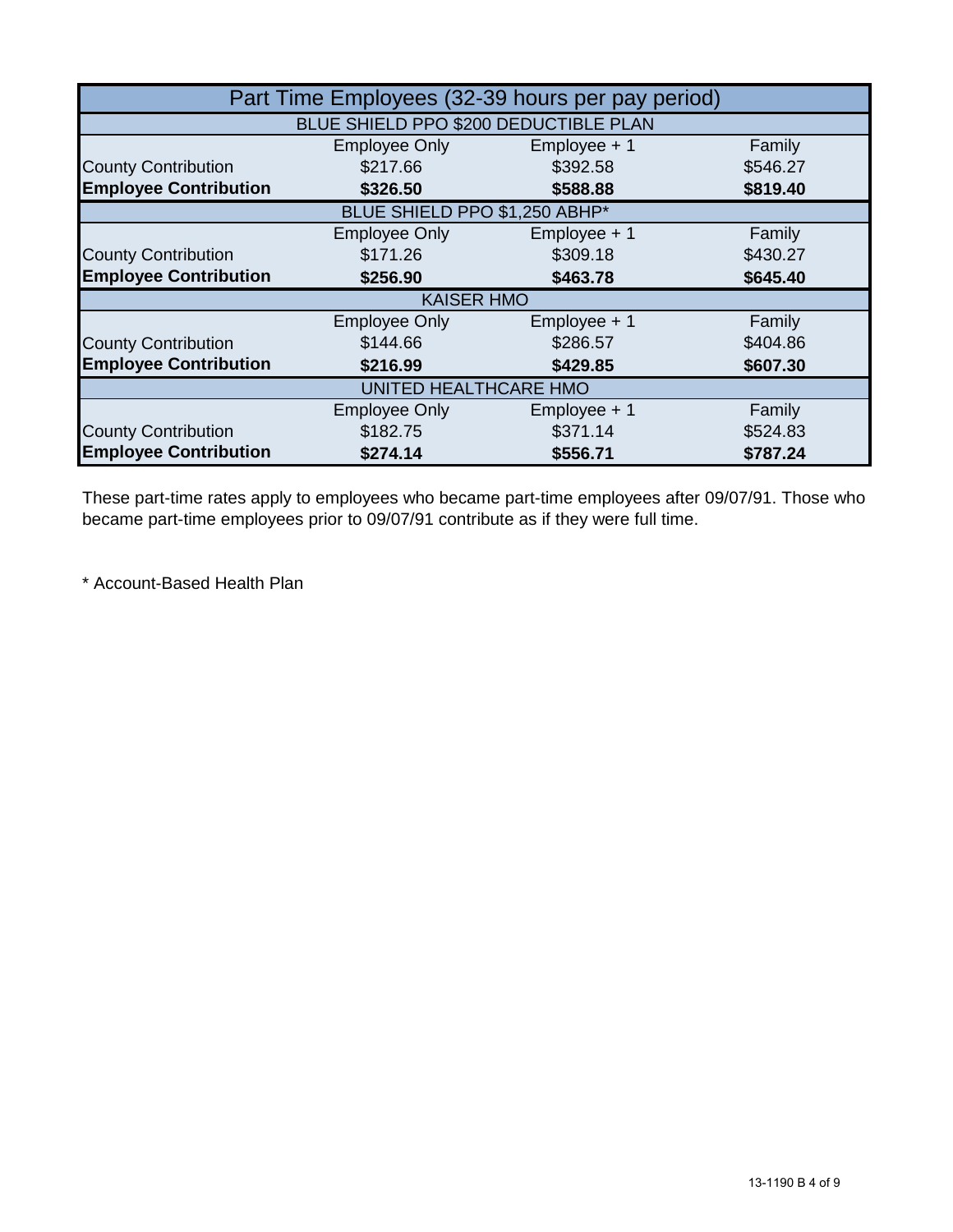| Part Time Employees (32-39 hours per pay period) | | | |
|---|---|---|---|
| **BLUE SHIELD PPO $200 DEDUCTIBLE PLAN** | | | |
| | Employee Only | Employee + 1 | Family |
| County Contribution | $217.66 | $392.58 | $546.27 |
| **Employee Contribution** | **$326.50** | **$588.88** | **$819.40** |
| **BLUE SHIELD PPO $1,250 ABHP*** | | | |
| | Employee Only | Employee + 1 | Family |
| County Contribution | $171.26 | $309.18 | $430.27 |
| **Employee Contribution** | **$256.90** | **$463.78** | **$645.40** |
| **KAISER HMO** | | | |
| | Employee Only | Employee + 1 | Family |
| County Contribution | $144.66 | $286.57 | $404.86 |
| **Employee Contribution** | **$216.99** | **$429.85** | **$607.30** |
| **UNITED HEALTHCARE HMO** | | | |
| | Employee Only | Employee + 1 | Family |
| County Contribution | $182.75 | $371.14 | $524.83 |
| **Employee Contribution** | **$274.14** | **$556.71** | **$787.24** |

These part-time rates apply to employees who became part-time employees after 09/07/91. Those who became part-time employees prior to 09/07/91 contribute as if they were full time.

* Account-Based Health Plan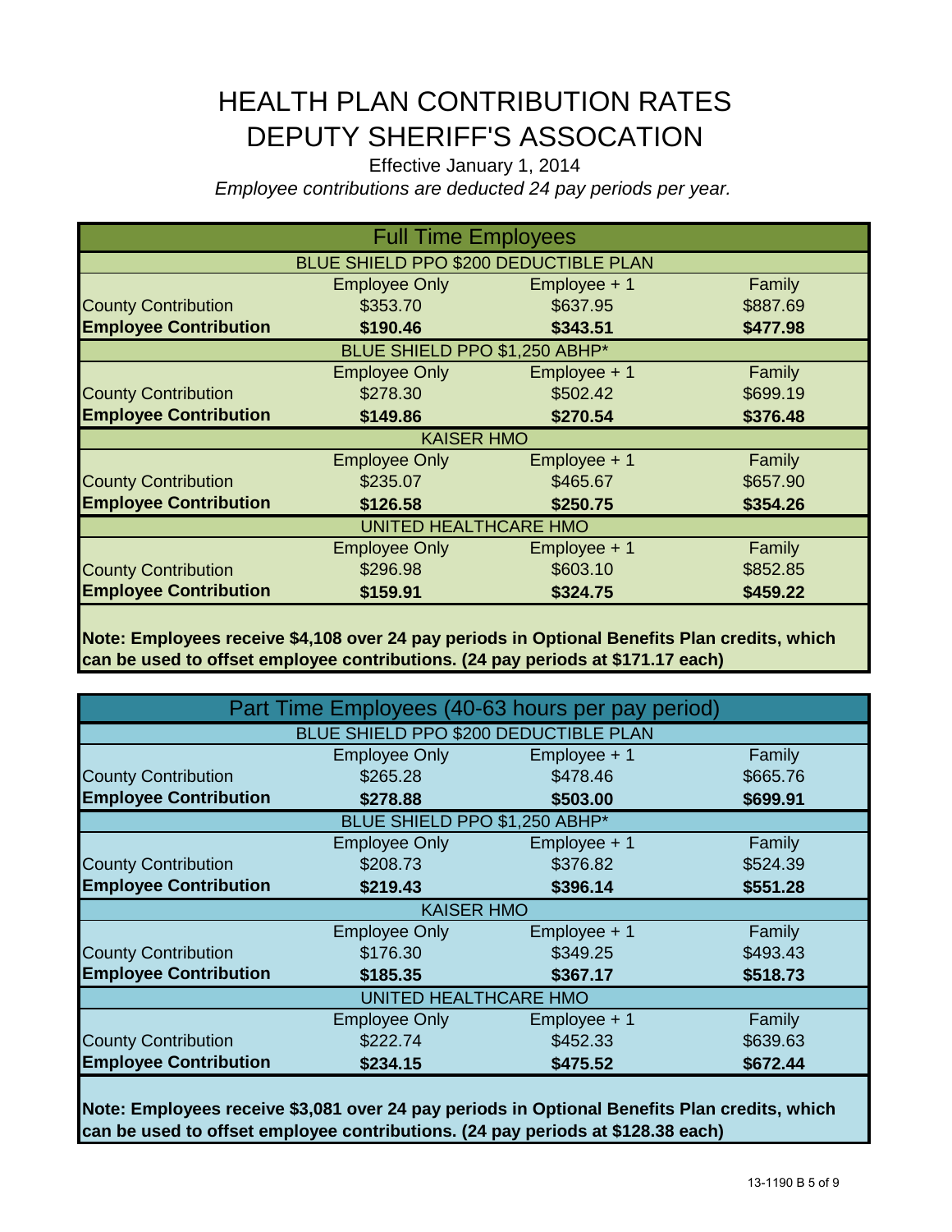# HEALTH PLAN CONTRIBUTION RATES
# DEPUTY SHERIFF'S ASSOCATION

Effective January 1, 2014

*Employee contributions are deducted 24 pay periods per year.*

## Full Time Employees

| | Employee Only | Employee + 1 | Family |
|---|---|---|---|
| **BLUE SHIELD PPO $200 DEDUCTIBLE PLAN** | | | |
| County Contribution | $353.70 | $637.95 | $887.69 |
| **Employee Contribution** | **$190.46** | **$343.51** | **$477.98** |
| **BLUE SHIELD PPO $1,250 ABHP*** | | | |
| County Contribution | $278.30 | $502.42 | $699.19 |
| **Employee Contribution** | **$149.86** | **$270.54** | **$376.48** |
| **KAISER HMO** | | | |
| County Contribution | $235.07 | $465.67 | $657.90 |
| **Employee Contribution** | **$126.58** | **$250.75** | **$354.26** |
| **UNITED HEALTHCARE HMO** | | | |
| County Contribution | $296.98 | $603.10 | $852.85 |
| **Employee Contribution** | **$159.91** | **$324.75** | **$459.22** |

**Note: Employees receive $4,108 over 24 pay periods in Optional Benefits Plan credits, which can be used to offset employee contributions. (24 pay periods at $171.17 each)**

## Part Time Employees (40-63 hours per pay period)

| | Employee Only | Employee + 1 | Family |
|---|---|---|---|
| **BLUE SHIELD PPO $200 DEDUCTIBLE PLAN** | | | |
| County Contribution | $265.28 | $478.46 | $665.76 |
| **Employee Contribution** | **$278.88** | **$503.00** | **$699.91** |
| **BLUE SHIELD PPO $1,250 ABHP*** | | | |
| County Contribution | $208.73 | $376.82 | $524.39 |
| **Employee Contribution** | **$219.43** | **$396.14** | **$551.28** |
| **KAISER HMO** | | | |
| County Contribution | $176.30 | $349.25 | $493.43 |
| **Employee Contribution** | **$185.35** | **$367.17** | **$518.73** |
| **UNITED HEALTHCARE HMO** | | | |
| County Contribution | $222.74 | $452.33 | $639.63 |
| **Employee Contribution** | **$234.15** | **$475.52** | **$672.44** |

**Note: Employees receive $3,081 over 24 pay periods in Optional Benefits Plan credits, which can be used to offset employee contributions. (24 pay periods at $128.38 each)**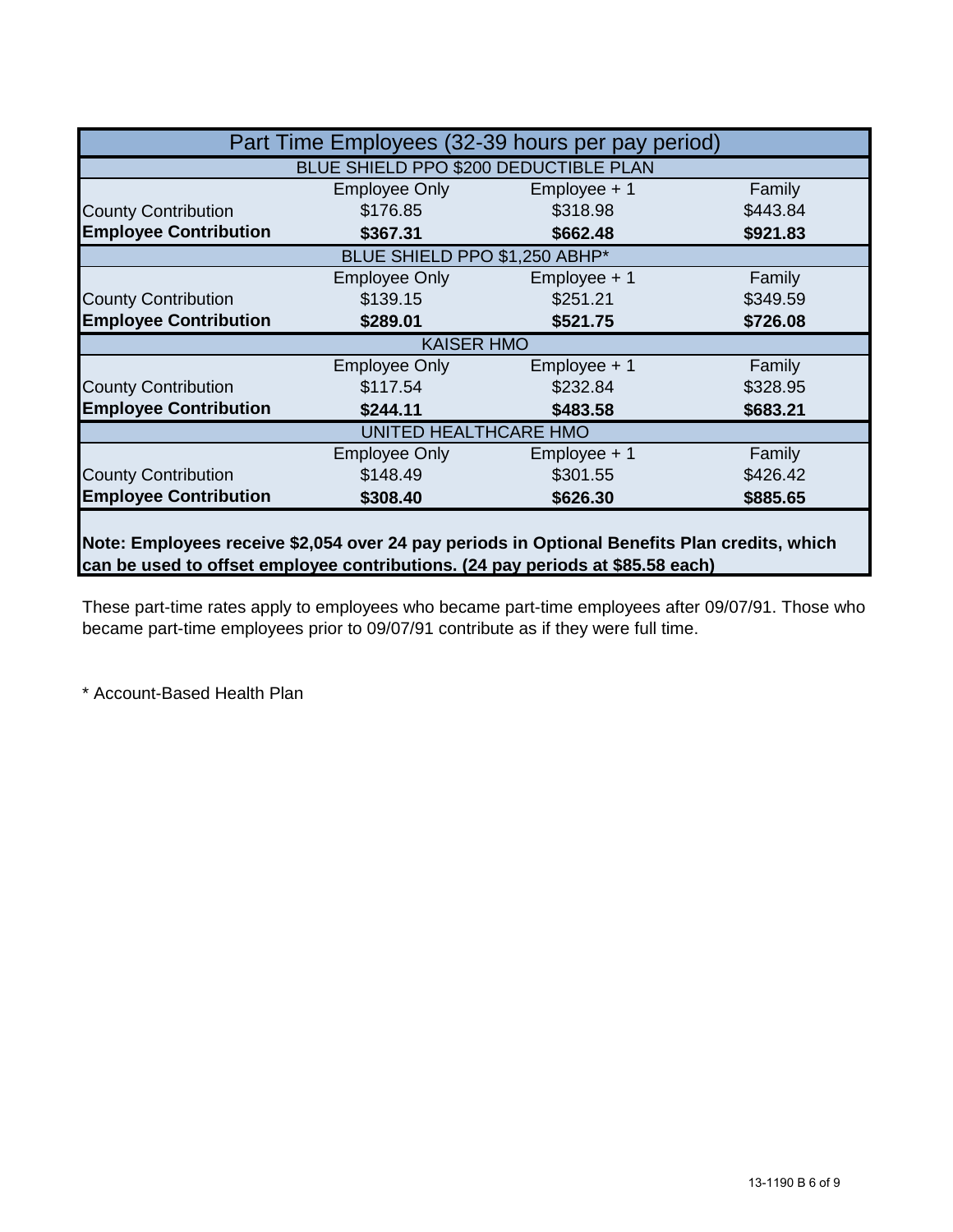| Part Time Employees (32-39 hours per pay period) | | | |
|---|---|---|---|
| **BLUE SHIELD PPO $200 DEDUCTIBLE PLAN** | | | |
| | Employee Only | Employee + 1 | Family |
| County Contribution | $176.85 | $318.98 | $443.84 |
| **Employee Contribution** | **$367.31** | **$662.48** | **$921.83** |
| **BLUE SHIELD PPO $1,250 ABHP*** | | | |
| | Employee Only | Employee + 1 | Family |
| County Contribution | $139.15 | $251.21 | $349.59 |
| **Employee Contribution** | **$289.01** | **$521.75** | **$726.08** |
| **KAISER HMO** | | | |
| | Employee Only | Employee + 1 | Family |
| County Contribution | $117.54 | $232.84 | $328.95 |
| **Employee Contribution** | **$244.11** | **$483.58** | **$683.21** |
| **UNITED HEALTHCARE HMO** | | | |
| | Employee Only | Employee + 1 | Family |
| County Contribution | $148.49 | $301.55 | $426.42 |
| **Employee Contribution** | **$308.40** | **$626.30** | **$885.65** |

**Note: Employees receive $2,054 over 24 pay periods in Optional Benefits Plan credits, which can be used to offset employee contributions. (24 pay periods at $85.58 each)**

These part-time rates apply to employees who became part-time employees after 09/07/91. Those who became part-time employees prior to 09/07/91 contribute as if they were full time.

* Account-Based Health Plan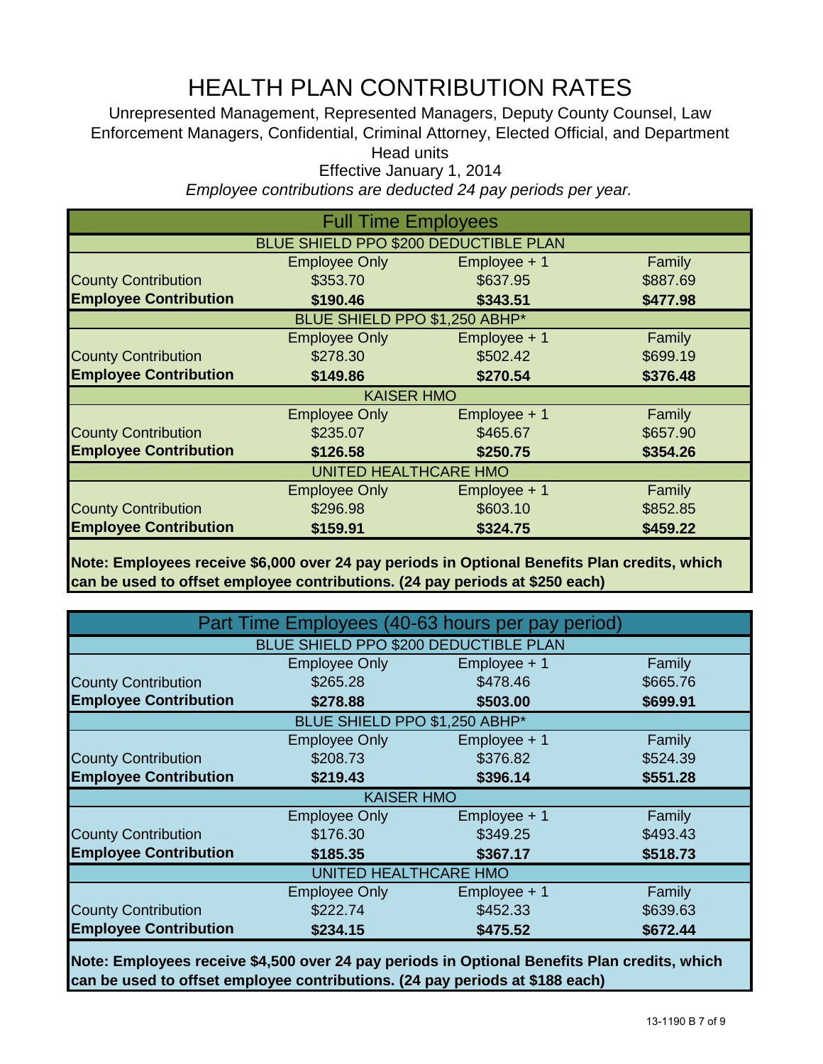# HEALTH PLAN CONTRIBUTION RATES

Unrepresented Management, Represented Managers, Deputy County Counsel, Law Enforcement Managers, Confidential, Criminal Attorney, Elected Official, and Department Head units

Effective January 1, 2014

*Employee contributions are deducted 24 pay periods per year.*

## Full Time Employees

| | Employee Only | Employee + 1 | Family |
|---|---|---|---|
| **BLUE SHIELD PPO $200 DEDUCTIBLE PLAN** | | | |
| County Contribution | $353.70 | $637.95 | $887.69 |
| **Employee Contribution** | **$190.46** | **$343.51** | **$477.98** |
| **BLUE SHIELD PPO $1,250 ABHP*** | | | |
| County Contribution | $278.30 | $502.42 | $699.19 |
| **Employee Contribution** | **$149.86** | **$270.54** | **$376.48** |
| **KAISER HMO** | | | |
| County Contribution | $235.07 | $465.67 | $657.90 |
| **Employee Contribution** | **$126.58** | **$250.75** | **$354.26** |
| **UNITED HEALTHCARE HMO** | | | |
| County Contribution | $296.98 | $603.10 | $852.85 |
| **Employee Contribution** | **$159.91** | **$324.75** | **$459.22** |

**Note: Employees receive $6,000 over 24 pay periods in Optional Benefits Plan credits, which can be used to offset employee contributions. (24 pay periods at $250 each)**

## Part Time Employees (40-63 hours per pay period)

| | Employee Only | Employee + 1 | Family |
|---|---|---|---|
| **BLUE SHIELD PPO $200 DEDUCTIBLE PLAN** | | | |
| County Contribution | $265.28 | $478.46 | $665.76 |
| **Employee Contribution** | **$278.88** | **$503.00** | **$699.91** |
| **BLUE SHIELD PPO $1,250 ABHP*** | | | |
| County Contribution | $208.73 | $376.82 | $524.39 |
| **Employee Contribution** | **$219.43** | **$396.14** | **$551.28** |
| **KAISER HMO** | | | |
| County Contribution | $176.30 | $349.25 | $493.43 |
| **Employee Contribution** | **$185.35** | **$367.17** | **$518.73** |
| **UNITED HEALTHCARE HMO** | | | |
| County Contribution | $222.74 | $452.33 | $639.63 |
| **Employee Contribution** | **$234.15** | **$475.52** | **$672.44** |

**Note: Employees receive $4,500 over 24 pay periods in Optional Benefits Plan credits, which can be used to offset employee contributions. (24 pay periods at $188 each)**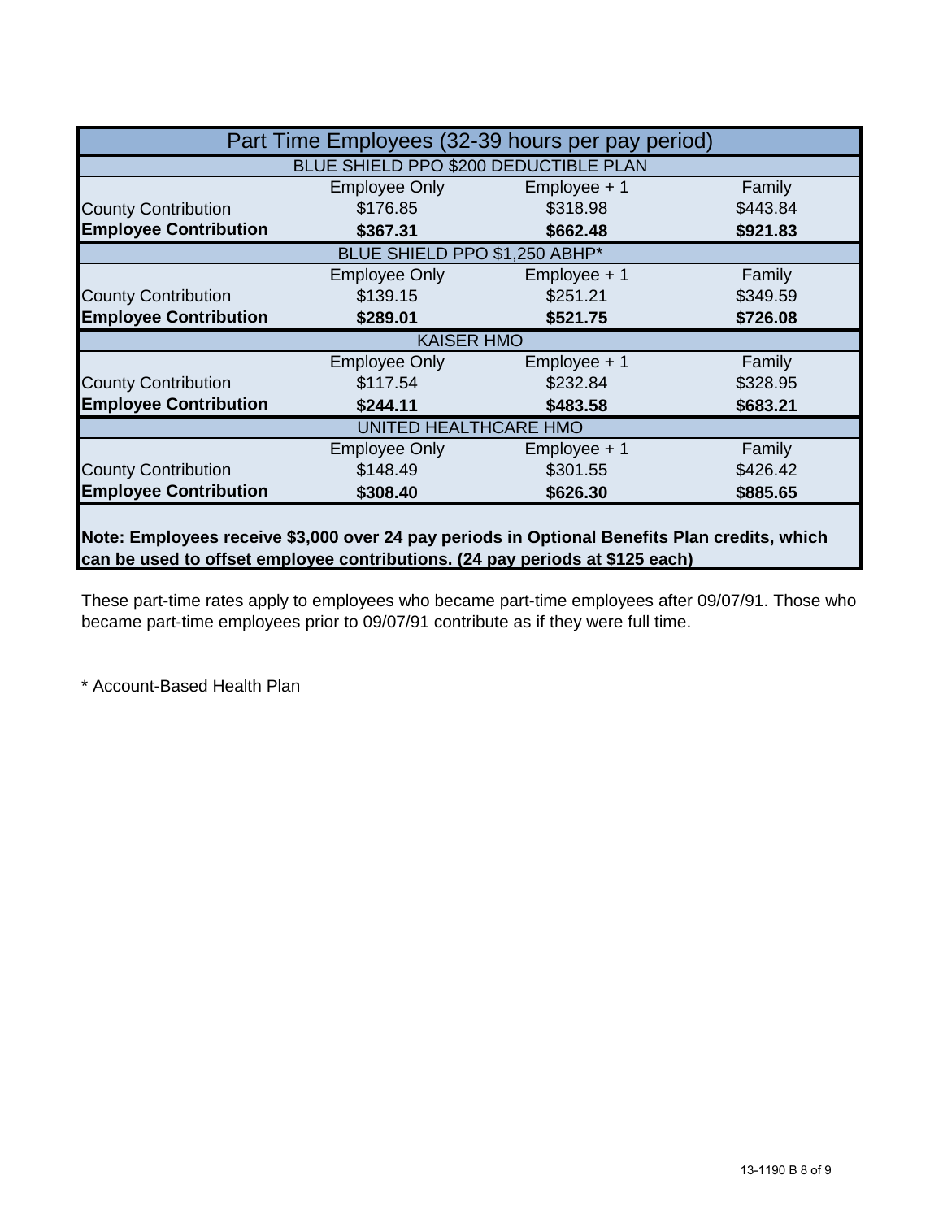| Part Time Employees (32-39 hours per pay period) | | | |
|---|---|---|---|
| **BLUE SHIELD PPO $200 DEDUCTIBLE PLAN** | | | |
| | Employee Only | Employee + 1 | Family |
| County Contribution | $176.85 | $318.98 | $443.84 |
| **Employee Contribution** | **$367.31** | **$662.48** | **$921.83** |
| **BLUE SHIELD PPO $1,250 ABHP*** | | | |
| | Employee Only | Employee + 1 | Family |
| County Contribution | $139.15 | $251.21 | $349.59 |
| **Employee Contribution** | **$289.01** | **$521.75** | **$726.08** |
| **KAISER HMO** | | | |
| | Employee Only | Employee + 1 | Family |
| County Contribution | $117.54 | $232.84 | $328.95 |
| **Employee Contribution** | **$244.11** | **$483.58** | **$683.21** |
| **UNITED HEALTHCARE HMO** | | | |
| | Employee Only | Employee + 1 | Family |
| County Contribution | $148.49 | $301.55 | $426.42 |
| **Employee Contribution** | **$308.40** | **$626.30** | **$885.65** |

**Note: Employees receive $3,000 over 24 pay periods in Optional Benefits Plan credits, which can be used to offset employee contributions. (24 pay periods at $125 each)**

These part-time rates apply to employees who became part-time employees after 09/07/91. Those who became part-time employees prior to 09/07/91 contribute as if they were full time.

* Account-Based Health Plan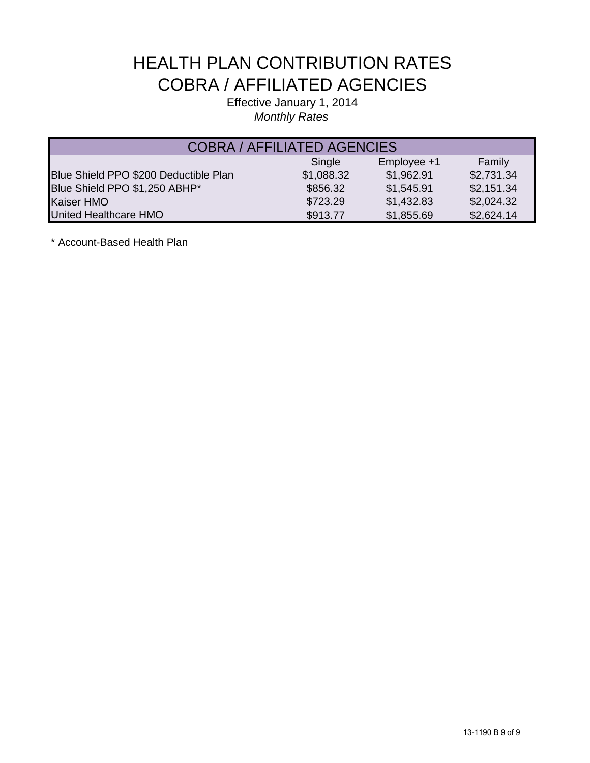# HEALTH PLAN CONTRIBUTION RATES
# COBRA / AFFILIATED AGENCIES

Effective January 1, 2014

*Monthly Rates*

| COBRA / AFFILIATED AGENCIES | | | |
|---|---|---|---|
| | Single | Employee +1 | Family |
| Blue Shield PPO $200 Deductible Plan | $1,088.32 | $1,962.91 | $2,731.34 |
| Blue Shield PPO $1,250 ABHP* | $856.32 | $1,545.91 | $2,151.34 |
| Kaiser HMO | $723.29 | $1,432.83 | $2,024.32 |
| United Healthcare HMO | $913.77 | $1,855.69 | $2,624.14 |

\* Account-Based Health Plan